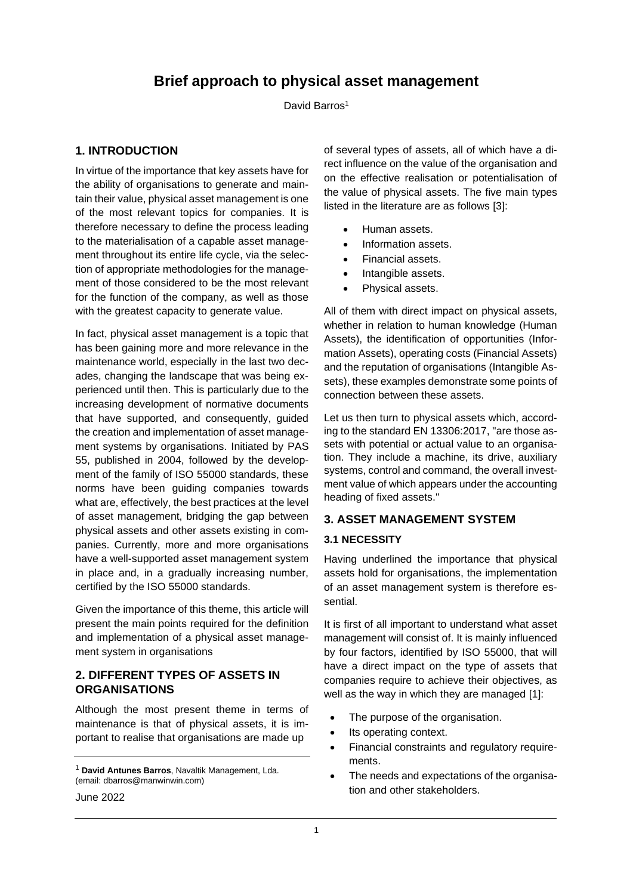# Brief approach to physical asset management

David Barros[1]

## 1. INTRODUCTION

In virtue of the importance that key assets have for the ability of organisations to generate and maintain their value, physical asset management is one of the most relevant topics for companies. It is therefore necessary to define the process leading to the materialisation of a capable asset management throughout its entire life cycle, via the selection of appropriate methodologies for the management of those considered to be the most relevant for the function of the company, as well as those with the greatest capacity to generate value.

In fact, physical asset management is a topic that has been gaining more and more relevance in the maintenance world, especially in the last two decades, changing the landscape that was being experienced until then. This is particularly due to the increasing development of normative documents that have supported, and consequently, guided the creation and implementation of asset management systems by organisations. Initiated by PAS 55, published in 2004, followed by the development of the family of ISO 55000 standards, these norms have been guiding companies towards what are, effectively, the best practices at the level of asset management, bridging the gap between physical assets and other assets existing in companies. Currently, more and more organisations have a well-supported asset management system in place and, in a gradually increasing number, certified by the ISO 55000 standards.

Given the importance of this theme, this article will present the main points required for the definition and implementation of a physical asset management system in organisations

## 2. DIFFERENT TYPES OF ASSETS IN ORGANISATIONS

Although the most present theme in terms of maintenance is that of physical assets, it is important to realise that organisations are made up of several types of assets, all of which have a direct influence on the value of the organisation and on the effective realisation or potentialisation of the value of physical assets. The five main types listed in the literature are as follows [3]:

- Human assets.
- Information assets.
- Financial assets.
- Intangible assets.
- Physical assets.

All of them with direct impact on physical assets, whether in relation to human knowledge (Human Assets), the identification of opportunities (Information Assets), operating costs (Financial Assets) and the reputation of organisations (Intangible Assets), these examples demonstrate some points of connection between these assets.

Let us then turn to physical assets which, according to the standard EN 13306:2017, "are those assets with potential or actual value to an organisation. They include a machine, its drive, auxiliary systems, control and command, the overall investment value of which appears under the accounting heading of fixed assets."

## 3. ASSET MANAGEMENT SYSTEM

### 3.1 NECESSITY

Having underlined the importance that physical assets hold for organisations, the implementation of an asset management system is therefore essential.

It is first of all important to understand what asset management will consist of. It is mainly influenced by four factors, identified by ISO 55000, that will have a direct impact on the type of assets that companies require to achieve their objectives, as well as the way in which they are managed [1]:

- The purpose of the organisation.
- Its operating context.
- Financial constraints and regulatory requirements.
- The needs and expectations of the organisation and other stakeholders.

[1] **David Antunes Barros**, Navaltik Management, Lda. (email: dbarros@manwinwin.com)

June 2022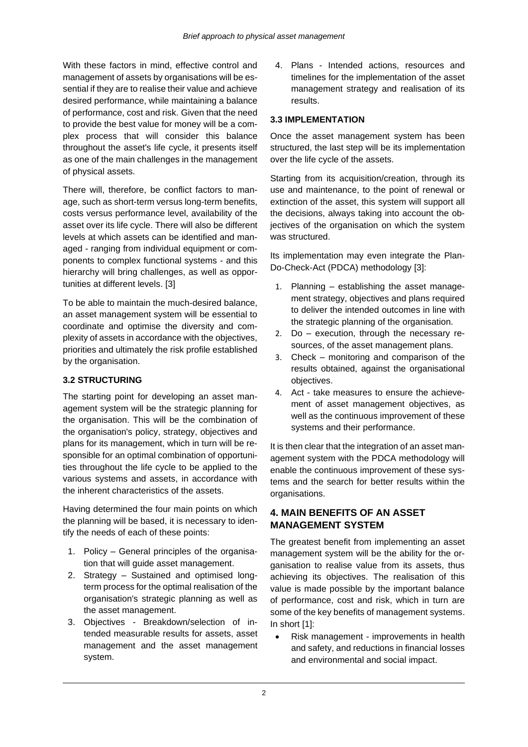With these factors in mind, effective control and management of assets by organisations will be essential if they are to realise their value and achieve desired performance, while maintaining a balance of performance, cost and risk. Given that the need to provide the best value for money will be a complex process that will consider this balance throughout the asset's life cycle, it presents itself as one of the main challenges in the management of physical assets.

There will, therefore, be conflict factors to manage, such as short-term versus long-term benefits, costs versus performance level, availability of the asset over its life cycle. There will also be different levels at which assets can be identified and managed - ranging from individual equipment or components to complex functional systems - and this hierarchy will bring challenges, as well as opportunities at different levels. [3]

To be able to maintain the much-desired balance, an asset management system will be essential to coordinate and optimise the diversity and complexity of assets in accordance with the objectives, priorities and ultimately the risk profile established by the organisation.

### 3.2 STRUCTURING

The starting point for developing an asset management system will be the strategic planning for the organisation. This will be the combination of the organisation's policy, strategy, objectives and plans for its management, which in turn will be responsible for an optimal combination of opportunities throughout the life cycle to be applied to the various systems and assets, in accordance with the inherent characteristics of the assets.

Having determined the four main points on which the planning will be based, it is necessary to identify the needs of each of these points:

1. Policy – General principles of the organisation that will guide asset management.
2. Strategy – Sustained and optimised long-term process for the optimal realisation of the organisation's strategic planning as well as the asset management.
3. Objectives - Breakdown/selection of intended measurable results for assets, asset management and the asset management system.
4. Plans - Intended actions, resources and timelines for the implementation of the asset management strategy and realisation of its results.

### 3.3 IMPLEMENTATION

Once the asset management system has been structured, the last step will be its implementation over the life cycle of the assets.

Starting from its acquisition/creation, through its use and maintenance, to the point of renewal or extinction of the asset, this system will support all the decisions, always taking into account the objectives of the organisation on which the system was structured.

Its implementation may even integrate the Plan-Do-Check-Act (PDCA) methodology [3]:

1. Planning – establishing the asset management strategy, objectives and plans required to deliver the intended outcomes in line with the strategic planning of the organisation.
2. Do – execution, through the necessary resources, of the asset management plans.
3. Check – monitoring and comparison of the results obtained, against the organisational objectives.
4. Act - take measures to ensure the achievement of asset management objectives, as well as the continuous improvement of these systems and their performance.

It is then clear that the integration of an asset management system with the PDCA methodology will enable the continuous improvement of these systems and the search for better results within the organisations.

## 4. MAIN BENEFITS OF AN ASSET MANAGEMENT SYSTEM

The greatest benefit from implementing an asset management system will be the ability for the organisation to realise value from its assets, thus achieving its objectives. The realisation of this value is made possible by the important balance of performance, cost and risk, which in turn are some of the key benefits of management systems. In short [1]:

- Risk management - improvements in health and safety, and reductions in financial losses and environmental and social impact.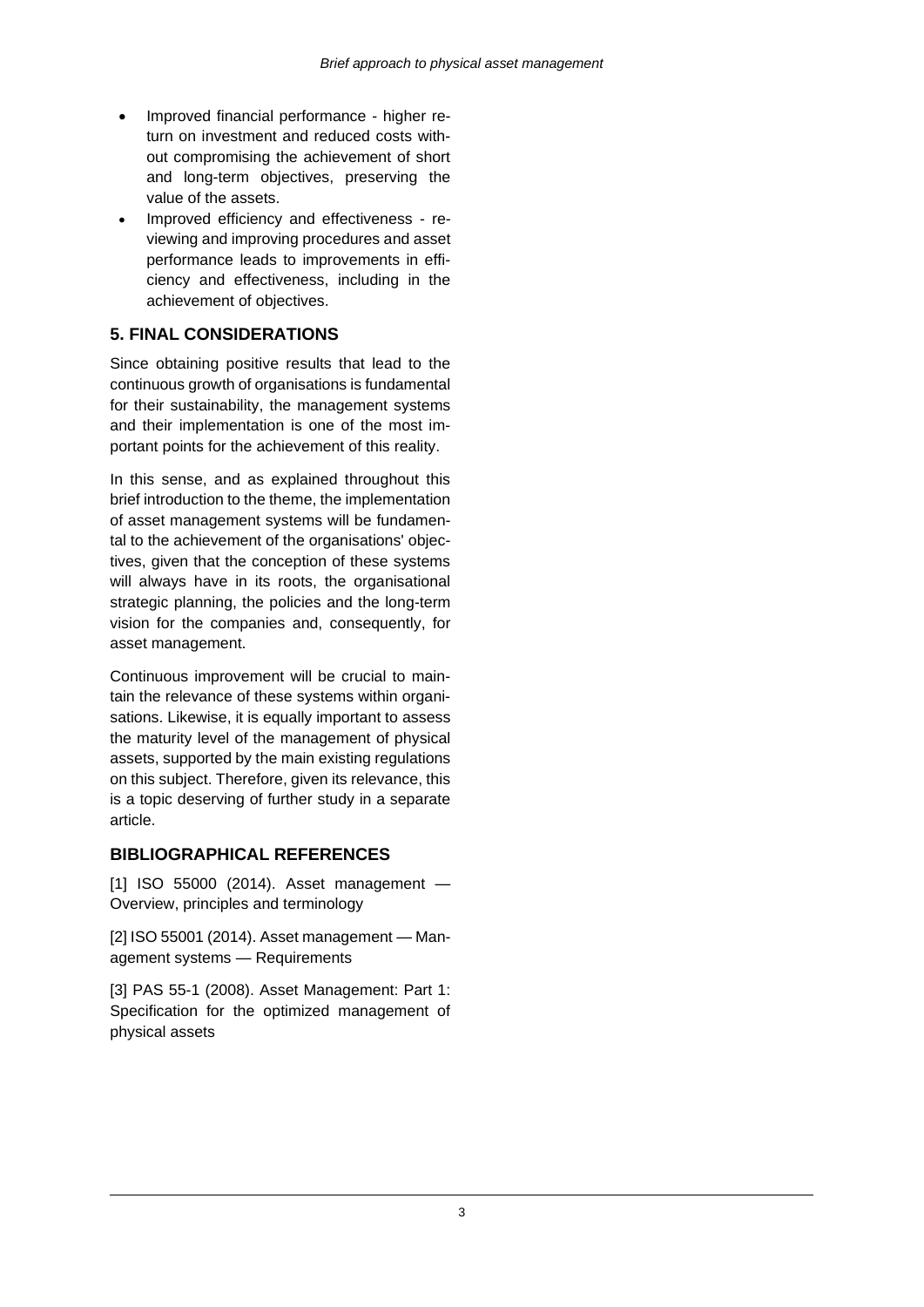- Improved financial performance - higher return on investment and reduced costs without compromising the achievement of short and long-term objectives, preserving the value of the assets.
- Improved efficiency and effectiveness - reviewing and improving procedures and asset performance leads to improvements in efficiency and effectiveness, including in the achievement of objectives.

## 5. FINAL CONSIDERATIONS

Since obtaining positive results that lead to the continuous growth of organisations is fundamental for their sustainability, the management systems and their implementation is one of the most important points for the achievement of this reality.

In this sense, and as explained throughout this brief introduction to the theme, the implementation of asset management systems will be fundamental to the achievement of the organisations' objectives, given that the conception of these systems will always have in its roots, the organisational strategic planning, the policies and the long-term vision for the companies and, consequently, for asset management.

Continuous improvement will be crucial to maintain the relevance of these systems within organisations. Likewise, it is equally important to assess the maturity level of the management of physical assets, supported by the main existing regulations on this subject. Therefore, given its relevance, this is a topic deserving of further study in a separate article.

## BIBLIOGRAPHICAL REFERENCES

[1] ISO 55000 (2014). Asset management — Overview, principles and terminology

[2] ISO 55001 (2014). Asset management — Management systems — Requirements

[3] PAS 55-1 (2008). Asset Management: Part 1: Specification for the optimized management of physical assets